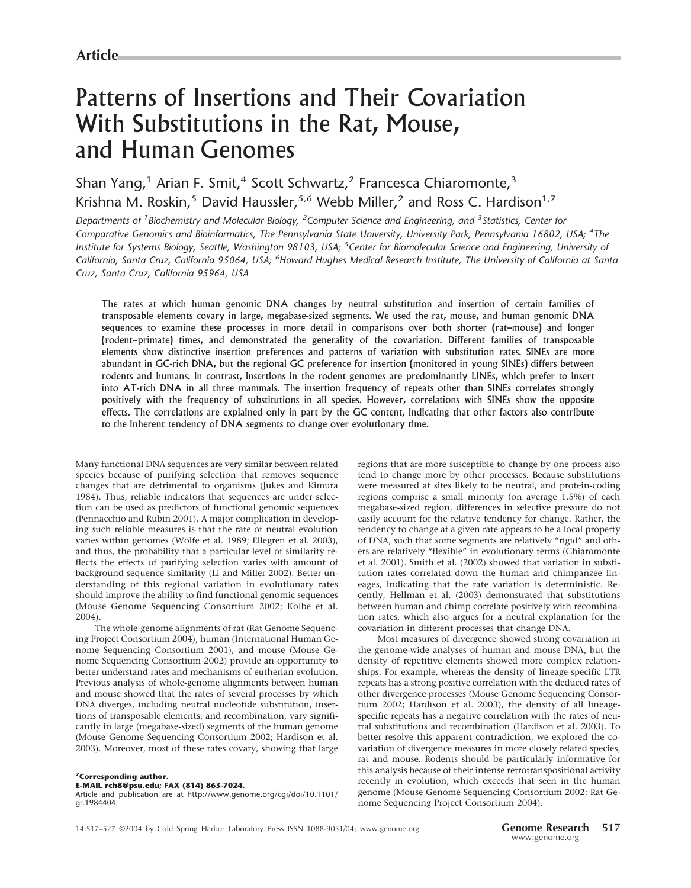**Article**

# Patterns of Insertions and Their Covariation With Substitutions in the Rat, Mouse, and Human Genomes

Shan Yang,[1] Arian F. Smit,[4] Scott Schwartz,[2] Francesca Chiaromonte,[3] Krishna M. Roskin,[5] David Haussler,[5,6] Webb Miller,[2] and Ross C. Hardison[1,7]

*Departments of [1]Biochemistry and Molecular Biology, [2]Computer Science and Engineering, and [3]Statistics, Center for Comparative Genomics and Bioinformatics, The Pennsylvania State University, University Park, Pennsylvania 16802, USA; [4]The Institute for Systems Biology, Seattle, Washington 98103, USA; [5]Center for Biomolecular Science and Engineering, University of California, Santa Cruz, California 95064, USA; [6]Howard Hughes Medical Research Institute, The University of California at Santa Cruz, Santa Cruz, California 95964, USA*

**The rates at which human genomic DNA changes by neutral substitution and insertion of certain families of transposable elements covary in large, megabase-sized segments. We used the rat, mouse, and human genomic DNA sequences to examine these processes in more detail in comparisons over both shorter (rat–mouse) and longer (rodent–primate) times, and demonstrated the generality of the covariation. Different families of transposable elements show distinctive insertion preferences and patterns of variation with substitution rates. SINEs are more abundant in GC-rich DNA, but the regional GC preference for insertion (monitored in young SINEs) differs between rodents and humans. In contrast, insertions in the rodent genomes are predominantly LINEs, which prefer to insert into AT-rich DNA in all three mammals. The insertion frequency of repeats other than SINEs correlates strongly positively with the frequency of substitutions in all species. However, correlations with SINEs show the opposite effects. The correlations are explained only in part by the GC content, indicating that other factors also contribute to the inherent tendency of DNA segments to change over evolutionary time.**

Many functional DNA sequences are very similar between related species because of purifying selection that removes sequence changes that are detrimental to organisms (Jukes and Kimura 1984). Thus, reliable indicators that sequences are under selection can be used as predictors of functional genomic sequences (Pennacchio and Rubin 2001). A major complication in developing such reliable measures is that the rate of neutral evolution varies within genomes (Wolfe et al. 1989; Ellegren et al. 2003), and thus, the probability that a particular level of similarity reflects the effects of purifying selection varies with amount of background sequence similarity (Li and Miller 2002). Better understanding of this regional variation in evolutionary rates should improve the ability to find functional genomic sequences (Mouse Genome Sequencing Consortium 2002; Kolbe et al. 2004).

The whole-genome alignments of rat (Rat Genome Sequencing Project Consortium 2004), human (International Human Genome Sequencing Consortium 2001), and mouse (Mouse Genome Sequencing Consortium 2002) provide an opportunity to better understand rates and mechanisms of eutherian evolution. Previous analysis of whole-genome alignments between human and mouse showed that the rates of several processes by which DNA diverges, including neutral nucleotide substitution, insertions of transposable elements, and recombination, vary significantly in large (megabase-sized) segments of the human genome (Mouse Genome Sequencing Consortium 2002; Hardison et al. 2003). Moreover, most of these rates covary, showing that large regions that are more susceptible to change by one process also tend to change more by other processes. Because substitutions were measured at sites likely to be neutral, and protein-coding regions comprise a small minority (on average 1.5%) of each megabase-sized region, differences in selective pressure do not easily account for the relative tendency for change. Rather, the tendency to change at a given rate appears to be a local property of DNA, such that some segments are relatively "rigid" and others are relatively "flexible" in evolutionary terms (Chiaromonte et al. 2001). Smith et al. (2002) showed that variation in substitution rates correlated down the human and chimpanzee lineages, indicating that the rate variation is deterministic. Recently, Hellman et al. (2003) demonstrated that substitutions between human and chimp correlate positively with recombination rates, which also argues for a neutral explanation for the covariation in different processes that change DNA.

Most measures of divergence showed strong covariation in the genome-wide analyses of human and mouse DNA, but the density of repetitive elements showed more complex relationships. For example, whereas the density of lineage-specific LTR repeats has a strong positive correlation with the deduced rates of other divergence processes (Mouse Genome Sequencing Consortium 2002; Hardison et al. 2003), the density of all lineage-specific repeats has a negative correlation with the rates of neutral substitutions and recombination (Hardison et al. 2003). To better resolve this apparent contradiction, we explored the covariation of divergence measures in more closely related species, rat and mouse. Rodents should be particularly informative for this analysis because of their intense retrotranspositional activity recently in evolution, which exceeds that seen in the human genome (Mouse Genome Sequencing Consortium 2002; Rat Genome Sequencing Project Consortium 2004).

[7]**Corresponding author.**
**E-MAIL rch8@psu.edu; FAX (814) 863-7024.**
Article and publication are at http://www.genome.org/cgi/doi/10.1101/gr.1984404.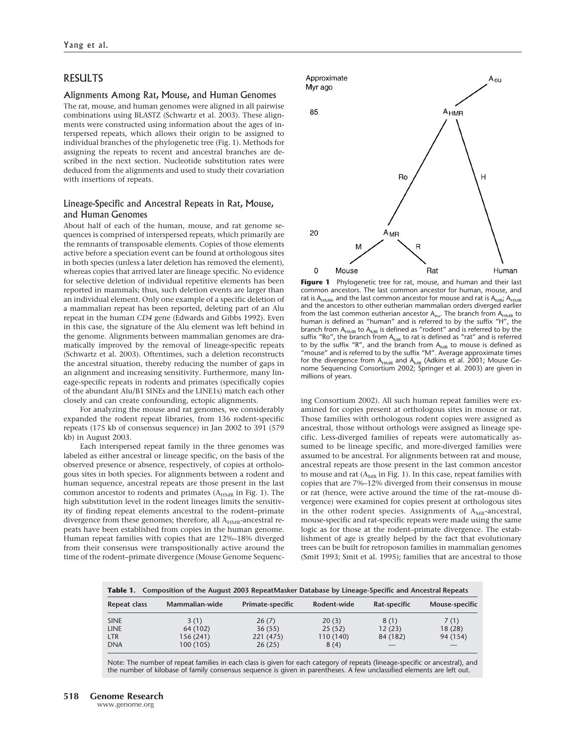## RESULTS

### Alignments Among Rat, Mouse, and Human Genomes

The rat, mouse, and human genomes were aligned in all pairwise combinations using BLASTZ (Schwartz et al. 2003). These alignments were constructed using information about the ages of interspersed repeats, which allows their origin to be assigned to individual branches of the phylogenetic tree (Fig. 1). Methods for assigning the repeats to recent and ancestral branches are described in the next section. Nucleotide substitution rates were deduced from the alignments and used to study their covariation with insertions of repeats.

### Lineage-Specific and Ancestral Repeats in Rat, Mouse, and Human Genomes

About half of each of the human, mouse, and rat genome sequences is comprised of interspersed repeats, which primarily are the remnants of transposable elements. Copies of those elements active before a speciation event can be found at orthologous sites in both species (unless a later deletion has removed the element), whereas copies that arrived later are lineage specific. No evidence for selective deletion of individual repetitive elements has been reported in mammals; thus, such deletion events are larger than an individual element. Only one example of a specific deletion of a mammalian repeat has been reported, deleting part of an Alu repeat in the human *CD4* gene (Edwards and Gibbs 1992). Even in this case, the signature of the Alu element was left behind in the genome. Alignments between mammalian genomes are dramatically improved by the removal of lineage-specific repeats (Schwartz et al. 2003). Oftentimes, such a deletion reconstructs the ancestral situation, thereby reducing the number of gaps in an alignment and increasing sensitivity. Furthermore, many lineage-specific repeats in rodents and primates (specifically copies of the abundant Alu/B1 SINEs and the LINE1s) match each other closely and can create confounding, ectopic alignments.

For analyzing the mouse and rat genomes, we considerably expanded the rodent repeat libraries, from 136 rodent-specific repeats (175 kb of consensus sequence) in Jan 2002 to 391 (579 kb) in August 2003.

Each interspersed repeat family in the three genomes was labeled as either ancestral or lineage specific, on the basis of the observed presence or absence, respectively, of copies at orthologous sites in both species. For alignments between a rodent and human sequence, ancestral repeats are those present in the last common ancestor to rodents and primates ($A_{HMR}$ in Fig. 1). The high substitution level in the rodent lineages limits the sensitivity of finding repeat elements ancestral to the rodent–primate divergence from these genomes; therefore, all $A_{HMR}$-ancestral repeats have been established from copies in the human genome. Human repeat families with copies that are 12%–18% diverged from their consensus were transpositionally active around the time of the rodent–primate divergence (Mouse Genome Sequencing Consortium 2002). All such human repeat families were examined for copies present at orthologous sites in mouse or rat. Those families with orthologous rodent copies were assigned as ancestral, those without orthologs were assigned as lineage specific. Less-diverged families of repeats were automatically assumed to be lineage specific, and more-diverged families were assumed to be ancestral. For alignments between rat and mouse, ancestral repeats are those present in the last common ancestor to mouse and rat ($A_{MR}$ in Fig. 1). In this case, repeat families with copies that are 7%–12% diverged from their consensus in mouse or rat (hence, were active around the time of the rat–mouse divergence) were examined for copies present at orthologous sites in the other rodent species. Assignments of $A_{MR}$-ancestral, mouse-specific and rat-specific repeats were made using the same logic as for those at the rodent–primate divergence. The establishment of age is greatly helped by the fact that evolutionary trees can be built for retroposon families in mammalian genomes (Smit 1993; Smit et al. 1995); families that are ancestral to those

**Figure 1** Phylogenetic tree for rat, mouse, and human and their last common ancestors. The last common ancestor for human, mouse, and rat is $A_{HMR}$, and the last common ancestor for mouse and rat is $A_{MR}$; $A_{HMR}$ and the ancestors to other eutherian mammalian orders diverged earlier from the last common eutherian ancestor $A_{eu}$. The branch from $A_{HMR}$ to human is defined as "human" and is referred to by the suffix "H", the branch from $A_{HMR}$ to $A_{MR}$ is defined as "rodent" and is referred to by the suffix "Ro", the branch from $A_{MR}$ to rat is defined as "rat" and is referred to by the suffix "R", and the branch from $A_{MR}$ to mouse is defined as "mouse" and is referred to by the suffix "M". Average approximate times for the divergence from $A_{HMR}$ and $A_{MR}$ (Adkins et al. 2001; Mouse Genome Sequencing Consortium 2002; Springer et al. 2003) are given in millions of years.

**Table 1.** Composition of the August 2003 RepeatMasker Database by Lineage-Specific and Ancestral Repeats

| Repeat class | Mammalian-wide | Primate-specific | Rodent-wide | Rat-specific | Mouse-specific |
|---|---|---|---|---|---|
| SINE | 3 (1) | 26 (7) | 20 (3) | 8 (1) | 7 (1) |
| LINE | 64 (102) | 36 (55) | 25 (52) | 12 (23) | 18 (28) |
| LTR | 156 (241) | 221 (475) | 110 (140) | 84 (182) | 94 (154) |
| DNA | 100 (105) | 26 (25) | 8 (4) | — | — |

Note: The number of repeat families in each class is given for each category of repeats (lineage-specific or ancestral), and the number of kilobase of family consensus sequence is given in parentheses. A few unclassified elements are left out.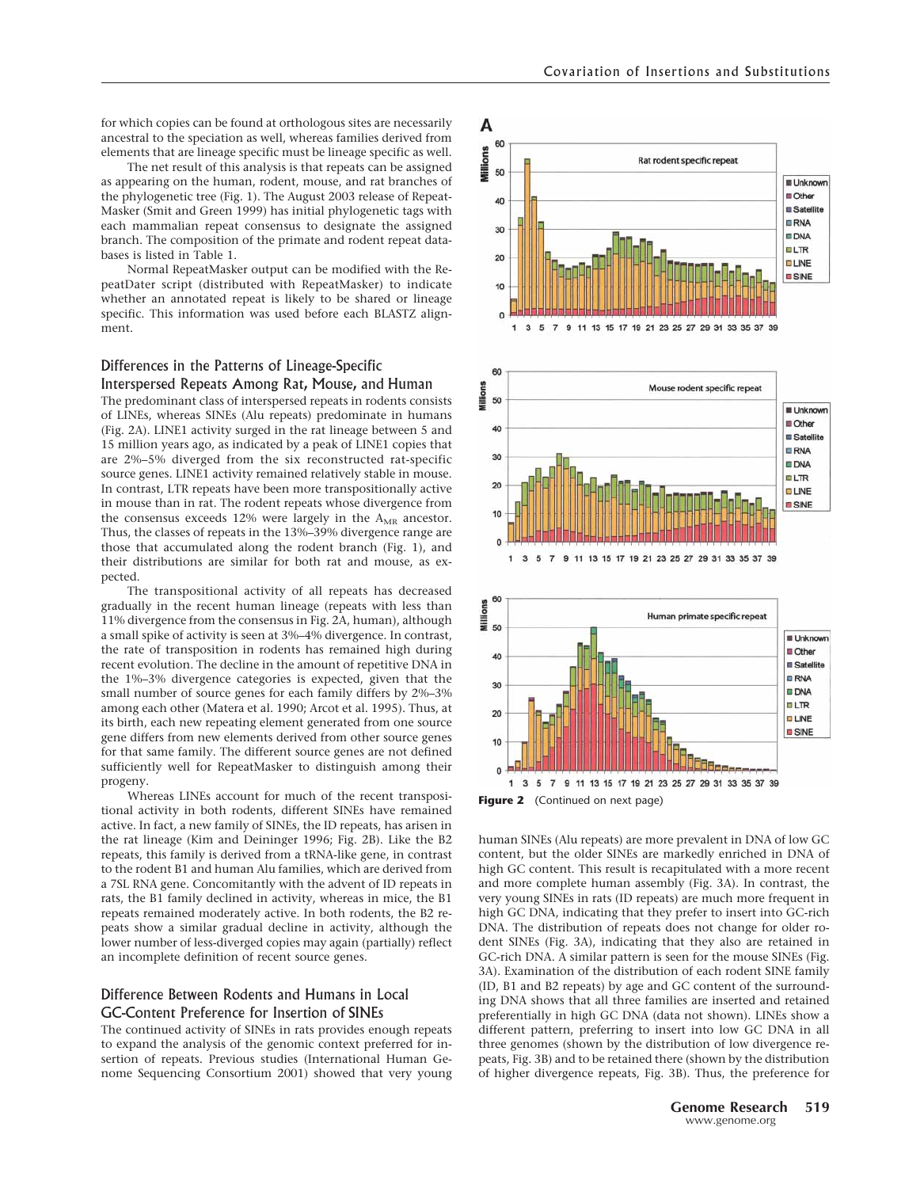for which copies can be found at orthologous sites are necessarily ancestral to the speciation as well, whereas families derived from elements that are lineage specific must be lineage specific as well.

The net result of this analysis is that repeats can be assigned as appearing on the human, rodent, mouse, and rat branches of the phylogenetic tree (Fig. 1). The August 2003 release of RepeatMasker (Smit and Green 1999) has initial phylogenetic tags with each mammalian repeat consensus to designate the assigned branch. The composition of the primate and rodent repeat databases is listed in Table 1.

Normal RepeatMasker output can be modified with the RepeatDater script (distributed with RepeatMasker) to indicate whether an annotated repeat is likely to be shared or lineage specific. This information was used before each BLASTZ alignment.

## Differences in the Patterns of Lineage-Specific Interspersed Repeats Among Rat, Mouse, and Human

The predominant class of interspersed repeats in rodents consists of LINEs, whereas SINEs (Alu repeats) predominate in humans (Fig. 2A). LINE1 activity surged in the rat lineage between 5 and 15 million years ago, as indicated by a peak of LINE1 copies that are 2%–5% diverged from the six reconstructed rat-specific source genes. LINE1 activity remained relatively stable in mouse. In contrast, LTR repeats have been more transpositionally active in mouse than in rat. The rodent repeats whose divergence from the consensus exceeds 12% were largely in the $A_{MR}$ ancestor. Thus, the classes of repeats in the 13%–39% divergence range are those that accumulated along the rodent branch (Fig. 1), and their distributions are similar for both rat and mouse, as expected.

The transpositional activity of all repeats has decreased gradually in the recent human lineage (repeats with less than 11% divergence from the consensus in Fig. 2A, human), although a small spike of activity is seen at 3%–4% divergence. In contrast, the rate of transposition in rodents has remained high during recent evolution. The decline in the amount of repetitive DNA in the 1%–3% divergence categories is expected, given that the small number of source genes for each family differs by 2%–3% among each other (Matera et al. 1990; Arcot et al. 1995). Thus, at its birth, each new repeating element generated from one source gene differs from new elements derived from other source genes for that same family. The different source genes are not defined sufficiently well for RepeatMasker to distinguish among their progeny.

Whereas LINEs account for much of the recent transpositional activity in both rodents, different SINEs have remained active. In fact, a new family of SINEs, the ID repeats, has arisen in the rat lineage (Kim and Deininger 1996; Fig. 2B). Like the B2 repeats, this family is derived from a tRNA-like gene, in contrast to the rodent B1 and human Alu families, which are derived from a 7SL RNA gene. Concomitantly with the advent of ID repeats in rats, the B1 family declined in activity, whereas in mice, the B1 repeats remained moderately active. In both rodents, the B2 repeats show a similar gradual decline in activity, although the lower number of less-diverged copies may again (partially) reflect an incomplete definition of recent source genes.

## Difference Between Rodents and Humans in Local GC-Content Preference for Insertion of SINEs

The continued activity of SINEs in rats provides enough repeats to expand the analysis of the genomic context preferred for insertion of repeats. Previous studies (International Human Genome Sequencing Consortium 2001) showed that very young human SINEs (Alu repeats) are more prevalent in DNA of low GC content, but the older SINEs are markedly enriched in DNA of high GC content. This result is recapitulated with a more recent and more complete human assembly (Fig. 3A). In contrast, the very young SINEs in rats (ID repeats) are much more frequent in high GC DNA, indicating that they prefer to insert into GC-rich DNA. The distribution of repeats does not change for older rodent SINEs (Fig. 3A), indicating that they also are retained in GC-rich DNA. A similar pattern is seen for the mouse SINEs (Fig. 3A). Examination of the distribution of each rodent SINE family (ID, B1 and B2 repeats) by age and GC content of the surrounding DNA shows that all three families are inserted and retained preferentially in high GC DNA (data not shown). LINEs show a different pattern, preferring to insert into low GC DNA in all three genomes (shown by the distribution of low divergence repeats, Fig. 3B) and to be retained there (shown by the distribution of higher divergence repeats, Fig. 3B). Thus, the preference for

**Figure 2** (Continued on next page)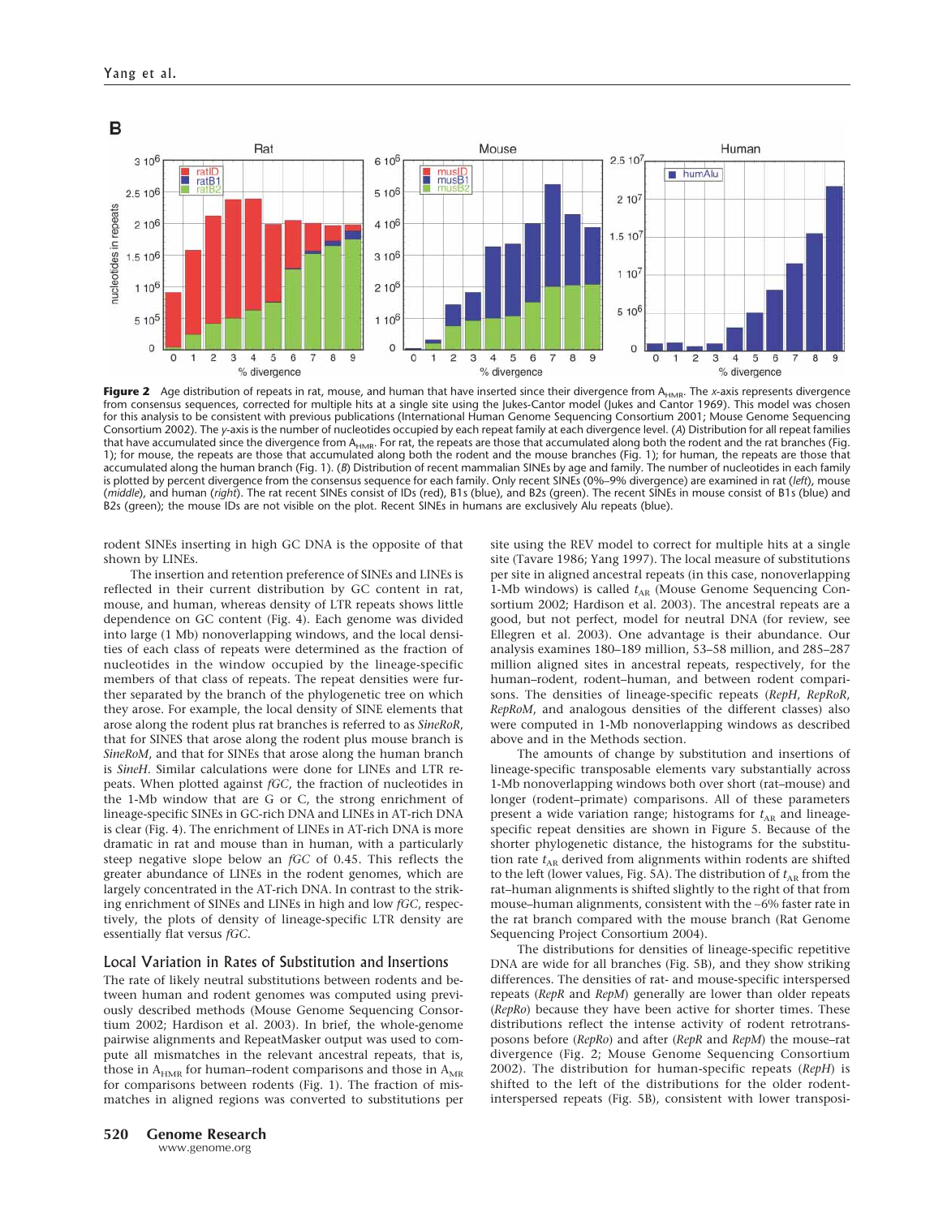**Figure 2** Age distribution of repeats in rat, mouse, and human that have inserted since their divergence from $A_{HMR}$. The *x*-axis represents divergence from consensus sequences, corrected for multiple hits at a single site using the Jukes-Cantor model (Jukes and Cantor 1969). This model was chosen for this analysis to be consistent with previous publications (International Human Genome Sequencing Consortium 2001; Mouse Genome Sequencing Consortium 2002). The *y*-axis is the number of nucleotides occupied by each repeat family at each divergence level. (*A*) Distribution for all repeat families that have accumulated since the divergence from $A_{HMR}$. For rat, the repeats are those that accumulated along both the rodent and the rat branches (Fig. 1); for mouse, the repeats are those that accumulated along both the rodent and the mouse branches (Fig. 1); for human, the repeats are those that accumulated along the human branch (Fig. 1). (*B*) Distribution of recent mammalian SINEs by age and family. The number of nucleotides in each family is plotted by percent divergence from the consensus sequence for each family. Only recent SINEs (0%–9% divergence) are examined in rat (*left*), mouse (*middle*), and human (*right*). The rat recent SINEs consist of IDs (red), B1s (blue), and B2s (green). The recent SINEs in mouse consist of B1s (blue) and B2s (green); the mouse IDs are not visible on the plot. Recent SINEs in humans are exclusively Alu repeats (blue).

rodent SINEs inserting in high GC DNA is the opposite of that shown by LINEs.

The insertion and retention preference of SINEs and LINEs is reflected in their current distribution by GC content in rat, mouse, and human, whereas density of LTR repeats shows little dependence on GC content (Fig. 4). Each genome was divided into large (1 Mb) nonoverlapping windows, and the local densities of each class of repeats were determined as the fraction of nucleotides in the window occupied by the lineage-specific members of that class of repeats. The repeat densities were further separated by the branch of the phylogenetic tree on which they arose. For example, the local density of SINE elements that arose along the rodent plus rat branches is referred to as *SineRoR*, that for SINES that arose along the rodent plus mouse branch is *SineRoM*, and that for SINEs that arose along the human branch is *SineH*. Similar calculations were done for LINEs and LTR repeats. When plotted against *fGC*, the fraction of nucleotides in the 1-Mb window that are G or C, the strong enrichment of lineage-specific SINEs in GC-rich DNA and LINEs in AT-rich DNA is clear (Fig. 4). The enrichment of LINEs in AT-rich DNA is more dramatic in rat and mouse than in human, with a particularly steep negative slope below an *fGC* of 0.45. This reflects the greater abundance of LINEs in the rodent genomes, which are largely concentrated in the AT-rich DNA. In contrast to the striking enrichment of SINEs and LINEs in high and low *fGC*, respectively, the plots of density of lineage-specific LTR density are essentially flat versus *fGC*.

## Local Variation in Rates of Substitution and Insertions

The rate of likely neutral substitutions between rodents and between human and rodent genomes was computed using previously described methods (Mouse Genome Sequencing Consortium 2002; Hardison et al. 2003). In brief, the whole-genome pairwise alignments and RepeatMasker output was used to compute all mismatches in the relevant ancestral repeats, that is, those in $A_{HMR}$ for human–rodent comparisons and those in $A_{MR}$ for comparisons between rodents (Fig. 1). The fraction of mismatches in aligned regions was converted to substitutions per site using the REV model to correct for multiple hits at a single site (Tavare 1986; Yang 1997). The local measure of substitutions per site in aligned ancestral repeats (in this case, nonoverlapping 1-Mb windows) is called $t_{AR}$ (Mouse Genome Sequencing Consortium 2002; Hardison et al. 2003). The ancestral repeats are a good, but not perfect, model for neutral DNA (for review, see Ellegren et al. 2003). One advantage is their abundance. Our analysis examines 180–189 million, 53–58 million, and 285–287 million aligned sites in ancestral repeats, respectively, for the human–rodent, rodent–human, and between rodent comparisons. The densities of lineage-specific repeats (*RepH*, *RepRoR*, *RepRoM*, and analogous densities of the different classes) also were computed in 1-Mb nonoverlapping windows as described above and in the Methods section.

The amounts of change by substitution and insertions of lineage-specific transposable elements vary substantially across 1-Mb nonoverlapping windows both over short (rat–mouse) and longer (rodent–primate) comparisons. All of these parameters present a wide variation range; histograms for $t_{AR}$ and lineage-specific repeat densities are shown in Figure 5. Because of the shorter phylogenetic distance, the histograms for the substitution rate $t_{AR}$ derived from alignments within rodents are shifted to the left (lower values, Fig. 5A). The distribution of $t_{AR}$ from the rat–human alignments is shifted slightly to the right of that from mouse–human alignments, consistent with the ~6% faster rate in the rat branch compared with the mouse branch (Rat Genome Sequencing Project Consortium 2004).

The distributions for densities of lineage-specific repetitive DNA are wide for all branches (Fig. 5B), and they show striking differences. The densities of rat- and mouse-specific interspersed repeats (*RepR* and *RepM*) generally are lower than older repeats (*RepRo*) because they have been active for shorter times. These distributions reflect the intense activity of rodent retrotransposons before (*RepRo*) and after (*RepR* and *RepM*) the mouse–rat divergence (Fig. 2; Mouse Genome Sequencing Consortium 2002). The distribution for human-specific repeats (*RepH*) is shifted to the left of the distributions for the older rodent-interspersed repeats (Fig. 5B), consistent with lower transposi-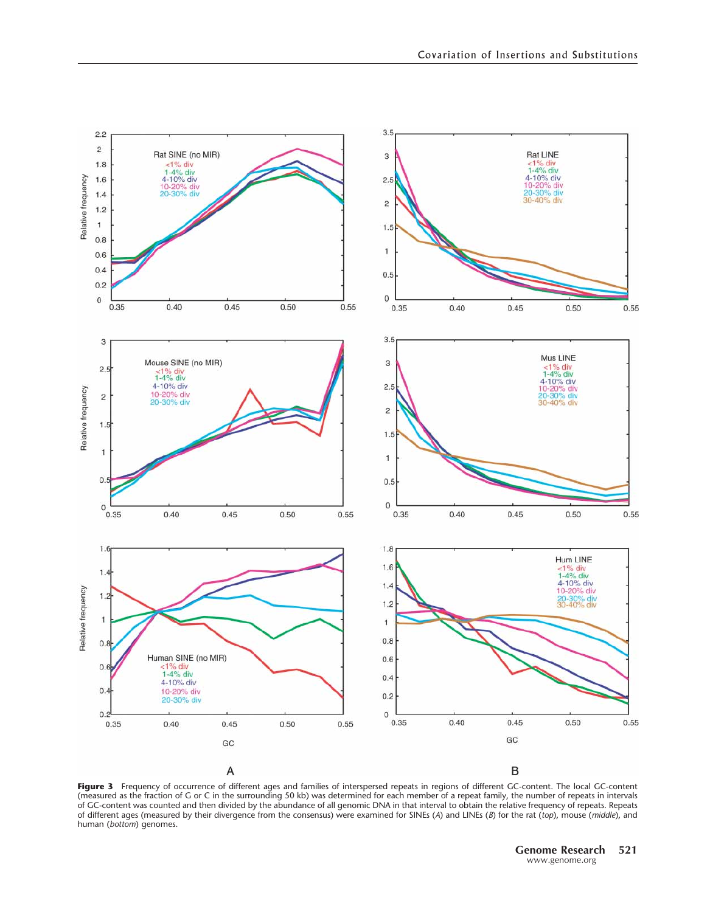**Figure 3** Frequency of occurrence of different ages and families of interspersed repeats in regions of different GC-content. The local GC-content (measured as the fraction of G or C in the surrounding 50 kb) was determined for each member of a repeat family, the number of repeats in intervals of GC-content was counted and then divided by the abundance of all genomic DNA in that interval to obtain the relative frequency of repeats. Repeats of different ages (measured by their divergence from the consensus) were examined for SINEs (*A*) and LINEs (*B*) for the rat (*top*), mouse (*middle*), and human (*bottom*) genomes.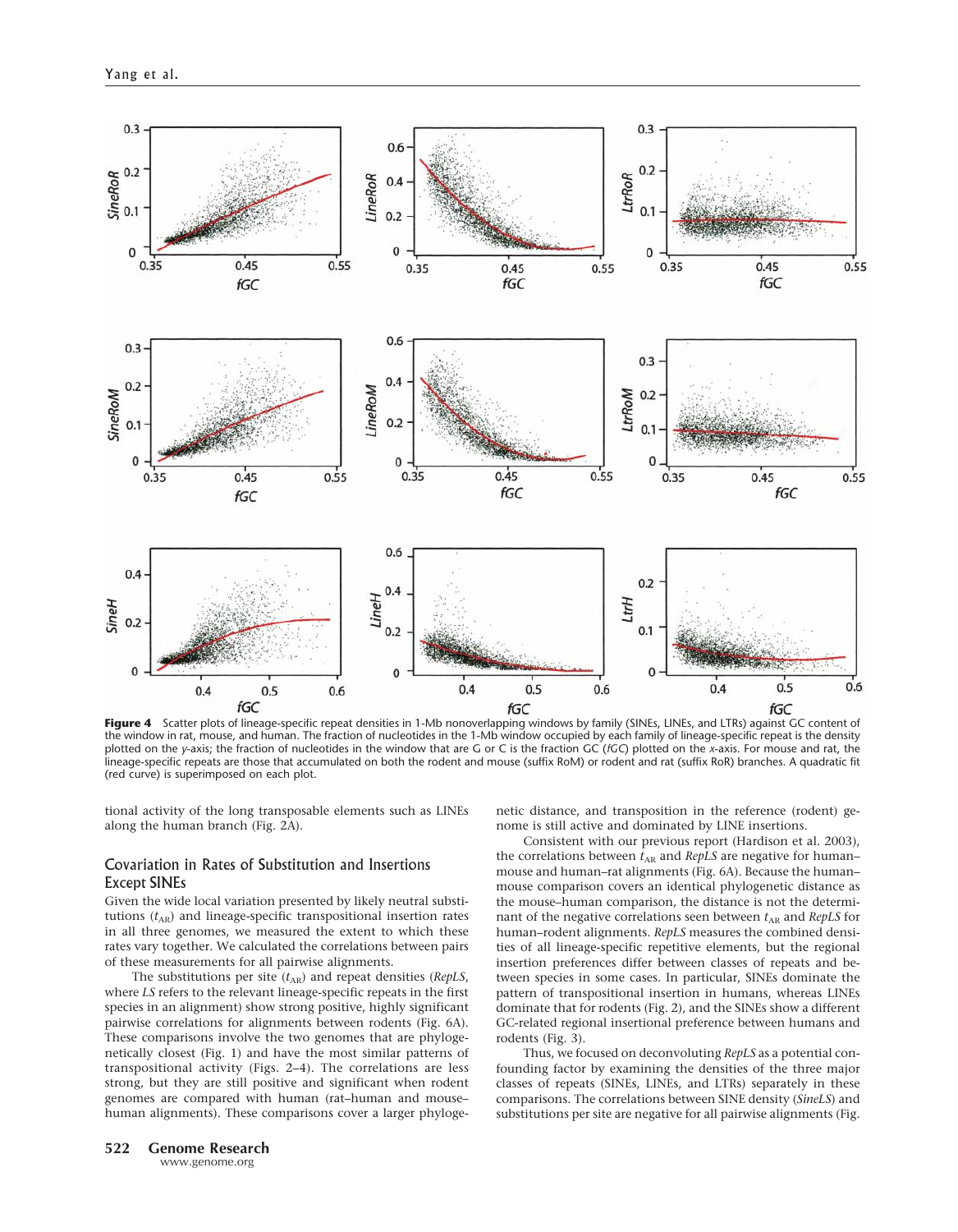**Figure 4** Scatter plots of lineage-specific repeat densities in 1-Mb nonoverlapping windows by family (SINEs, LINEs, and LTRs) against GC content of the window in rat, mouse, and human. The fraction of nucleotides in the 1-Mb window occupied by each family of lineage-specific repeat is the density plotted on the *y*-axis; the fraction of nucleotides in the window that are G or C is the fraction GC (*fGC*) plotted on the *x*-axis. For mouse and rat, the lineage-specific repeats are those that accumulated on both the rodent and mouse (suffix RoM) or rodent and rat (suffix RoR) branches. A quadratic fit (red curve) is superimposed on each plot.

tional activity of the long transposable elements such as LINEs along the human branch (Fig. 2A).

## Covariation in Rates of Substitution and Insertions Except SINEs

Given the wide local variation presented by likely neutral substitutions ($t_{AR}$) and lineage-specific transpositional insertion rates in all three genomes, we measured the extent to which these rates vary together. We calculated the correlations between pairs of these measurements for all pairwise alignments.

The substitutions per site ($t_{AR}$) and repeat densities (*RepLS*, where *LS* refers to the relevant lineage-specific repeats in the first species in an alignment) show strong positive, highly significant pairwise correlations for alignments between rodents (Fig. 6A). These comparisons involve the two genomes that are phylogenetically closest (Fig. 1) and have the most similar patterns of transpositional activity (Figs. 2–4). The correlations are less strong, but they are still positive and significant when rodent genomes are compared with human (rat–human and mouse–human alignments). These comparisons cover a larger phylogenetic distance, and transposition in the reference (rodent) genome is still active and dominated by LINE insertions.

Consistent with our previous report (Hardison et al. 2003), the correlations between $t_{AR}$ and *RepLS* are negative for human–mouse and human–rat alignments (Fig. 6A). Because the human–mouse comparison covers an identical phylogenetic distance as the mouse–human comparison, the distance is not the determinant of the negative correlations seen between $t_{AR}$ and *RepLS* for human–rodent alignments. *RepLS* measures the combined densities of all lineage-specific repetitive elements, but the regional insertion preferences differ between classes of repeats and between species in some cases. In particular, SINEs dominate the pattern of transpositional insertion in humans, whereas LINEs dominate that for rodents (Fig. 2), and the SINEs show a different GC-related regional insertional preference between humans and rodents (Fig. 3).

Thus, we focused on deconvoluting *RepLS* as a potential confounding factor by examining the densities of the three major classes of repeats (SINEs, LINEs, and LTRs) separately in these comparisons. The correlations between SINE density (*SineLS*) and substitutions per site are negative for all pairwise alignments (Fig.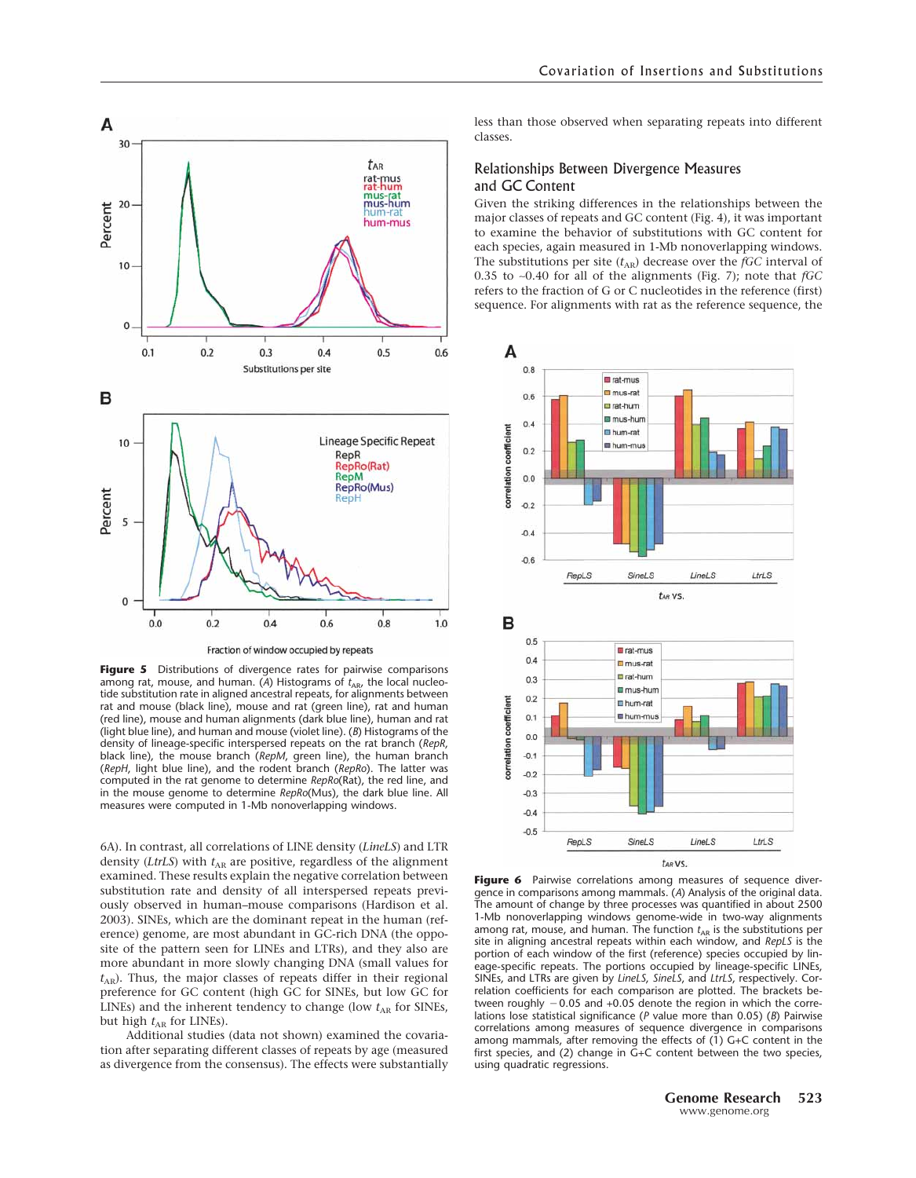**Figure 5** Distributions of divergence rates for pairwise comparisons among rat, mouse, and human. (*A*) Histograms of $t_{AR}$, the local nucleotide substitution rate in aligned ancestral repeats, for alignments between rat and mouse (black line), mouse and rat (green line), rat and human (red line), mouse and human alignments (dark blue line), human and rat (light blue line), and human and mouse (violet line). (*B*) Histograms of the density of lineage-specific interspersed repeats on the rat branch (*RepR*, black line), the mouse branch (*RepM*, green line), the human branch (*RepH*, light blue line), and the rodent branch (*RepRo*). The latter was computed in the rat genome to determine *RepRo*(Rat), the red line, and in the mouse genome to determine *RepRo*(Mus), the dark blue line. All measures were computed in 1-Mb nonoverlapping windows.

6A). In contrast, all correlations of LINE density (*LineLS*) and LTR density (*LtrLS*) with $t_{AR}$ are positive, regardless of the alignment examined. These results explain the negative correlation between substitution rate and density of all interspersed repeats previously observed in human–mouse comparisons (Hardison et al. 2003). SINEs, which are the dominant repeat in the human (reference) genome, are most abundant in GC-rich DNA (the opposite of the pattern seen for LINEs and LTRs), and they also are more abundant in more slowly changing DNA (small values for $t_{AR}$). Thus, the major classes of repeats differ in their regional preference for GC content (high GC for SINEs, but low GC for LINEs) and the inherent tendency to change (low $t_{AR}$ for SINEs, but high $t_{AR}$ for LINEs).

Additional studies (data not shown) examined the covariation after separating different classes of repeats by age (measured as divergence from the consensus). The effects were substantially less than those observed when separating repeats into different classes.

## Relationships Between Divergence Measures and GC Content

Given the striking differences in the relationships between the major classes of repeats and GC content (Fig. 4), it was important to examine the behavior of substitutions with GC content for each species, again measured in 1-Mb nonoverlapping windows. The substitutions per site ($t_{AR}$) decrease over the *fGC* interval of 0.35 to ~0.40 for all of the alignments (Fig. 7); note that *fGC* refers to the fraction of G or C nucleotides in the reference (first) sequence. For alignments with rat as the reference sequence, the

**Figure 6** Pairwise correlations among measures of sequence divergence in comparisons among mammals. (*A*) Analysis of the original data. The amount of change by three processes was quantified in about 2500 1-Mb nonoverlapping windows genome-wide in two-way alignments among rat, mouse, and human. The function $t_{AR}$ is the substitutions per site in aligning ancestral repeats within each window, and *RepLS* is the portion of each window of the first (reference) species occupied by lineage-specific repeats. The portions occupied by lineage-specific LINEs, SINEs, and LTRs are given by *LineLS*, *SineLS*, and *LtrLS*, respectively. Correlation coefficients for each comparison are plotted. The brackets between roughly −0.05 and +0.05 denote the region in which the correlations lose statistical significance (*P* value more than 0.05) (*B*) Pairwise correlations among measures of sequence divergence in comparisons among mammals, after removing the effects of (1) G+C content in the first species, and (2) change in G+C content between the two species, using quadratic regressions.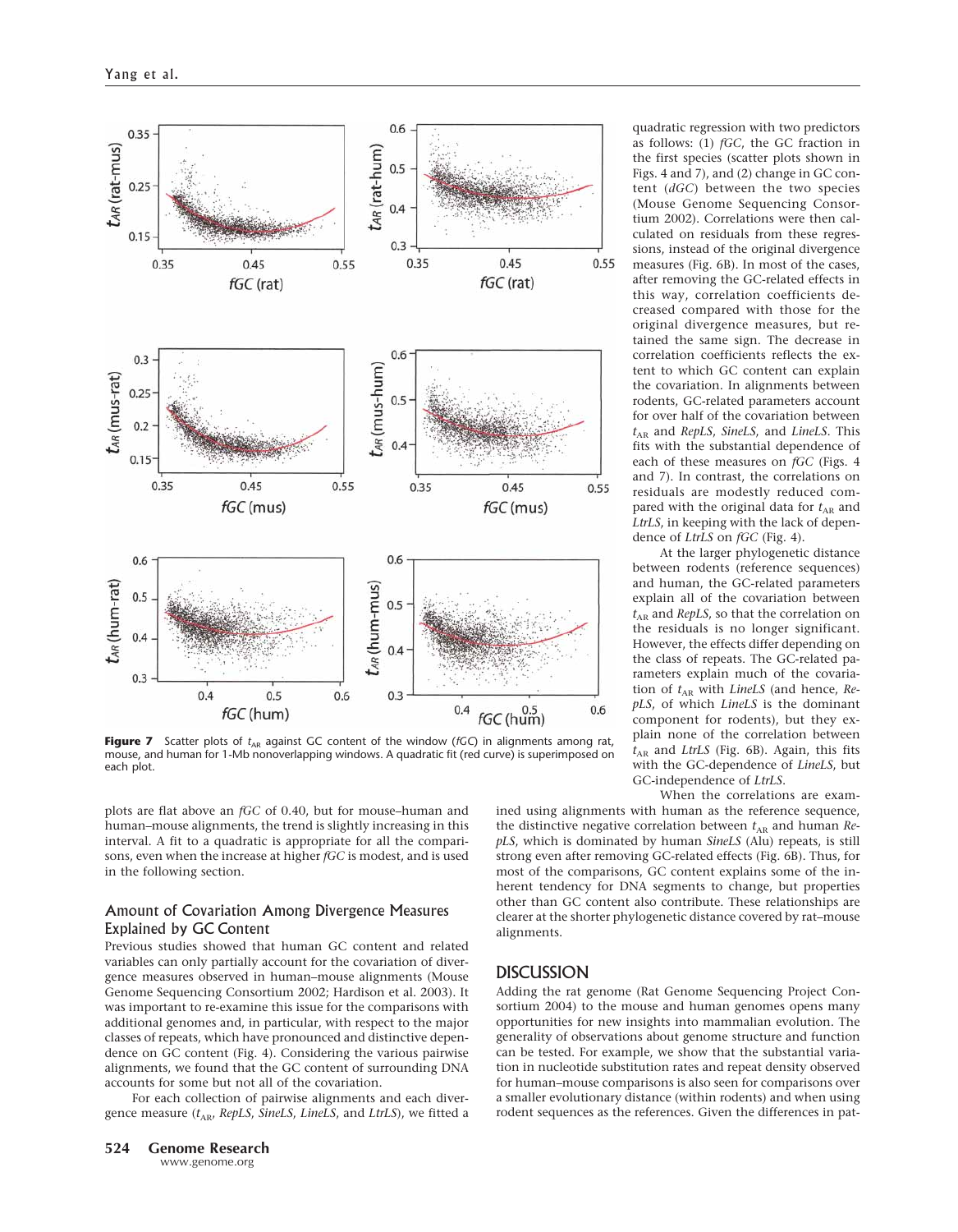**Figure 7** Scatter plots of $t_{AR}$ against GC content of the window ($fGC$) in alignments among rat, mouse, and human for 1-Mb nonoverlapping windows. A quadratic fit (red curve) is superimposed on each plot.

plots are flat above an *fGC* of 0.40, but for mouse–human and human–mouse alignments, the trend is slightly increasing in this interval. A fit to a quadratic is appropriate for all the comparisons, even when the increase at higher *fGC* is modest, and is used in the following section.

### Amount of Covariation Among Divergence Measures Explained by GC Content

Previous studies showed that human GC content and related variables can only partially account for the covariation of divergence measures observed in human–mouse alignments (Mouse Genome Sequencing Consortium 2002; Hardison et al. 2003). It was important to re-examine this issue for the comparisons with additional genomes and, in particular, with respect to the major classes of repeats, which have pronounced and distinctive dependence on GC content (Fig. 4). Considering the various pairwise alignments, we found that the GC content of surrounding DNA accounts for some but not all of the covariation.

For each collection of pairwise alignments and each divergence measure ($t_{AR}$, *RepLS*, *SineLS*, *LineLS*, and *LtrLS*), we fitted a quadratic regression with two predictors as follows: (1) *fGC*, the GC fraction in the first species (scatter plots shown in Figs. 4 and 7), and (2) change in GC content (*dGC*) between the two species (Mouse Genome Sequencing Consortium 2002). Correlations were then calculated on residuals from these regressions, instead of the original divergence measures (Fig. 6B). In most of the cases, after removing the GC-related effects in this way, correlation coefficients decreased compared with those for the original divergence measures, but retained the same sign. The decrease in correlation coefficients reflects the extent to which GC content can explain the covariation. In alignments between rodents, GC-related parameters account for over half of the covariation between $t_{AR}$ and *RepLS*, *SineLS*, and *LineLS*. This fits with the substantial dependence of each of these measures on *fGC* (Figs. 4 and 7). In contrast, the correlations on residuals are modestly reduced compared with the original data for $t_{AR}$ and *LtrLS*, in keeping with the lack of dependence of *LtrLS* on *fGC* (Fig. 4).

At the larger phylogenetic distance between rodents (reference sequences) and human, the GC-related parameters explain all of the covariation between $t_{AR}$ and *RepLS*, so that the correlation on the residuals is no longer significant. However, the effects differ depending on the class of repeats. The GC-related parameters explain much of the covariation of $t_{AR}$ with *LineLS* (and hence, *RepLS*, of which *LineLS* is the dominant component for rodents), but they explain none of the correlation between $t_{AR}$ and *LtrLS* (Fig. 6B). Again, this fits with the GC-dependence of *LineLS*, but GC-independence of *LtrLS*.

When the correlations are examined using alignments with human as the reference sequence, the distinctive negative correlation between $t_{AR}$ and human *RepLS*, which is dominated by human *SineLS* (Alu) repeats, is still strong even after removing GC-related effects (Fig. 6B). Thus, for most of the comparisons, GC content explains some of the inherent tendency for DNA segments to change, but properties other than GC content also contribute. These relationships are clearer at the shorter phylogenetic distance covered by rat–mouse alignments.

## DISCUSSION

Adding the rat genome (Rat Genome Sequencing Project Consortium 2004) to the mouse and human genomes opens many opportunities for new insights into mammalian evolution. The generality of observations about genome structure and function can be tested. For example, we show that the substantial variation in nucleotide substitution rates and repeat density observed for human–mouse comparisons is also seen for comparisons over a smaller evolutionary distance (within rodents) and when using rodent sequences as the references. Given the differences in pat-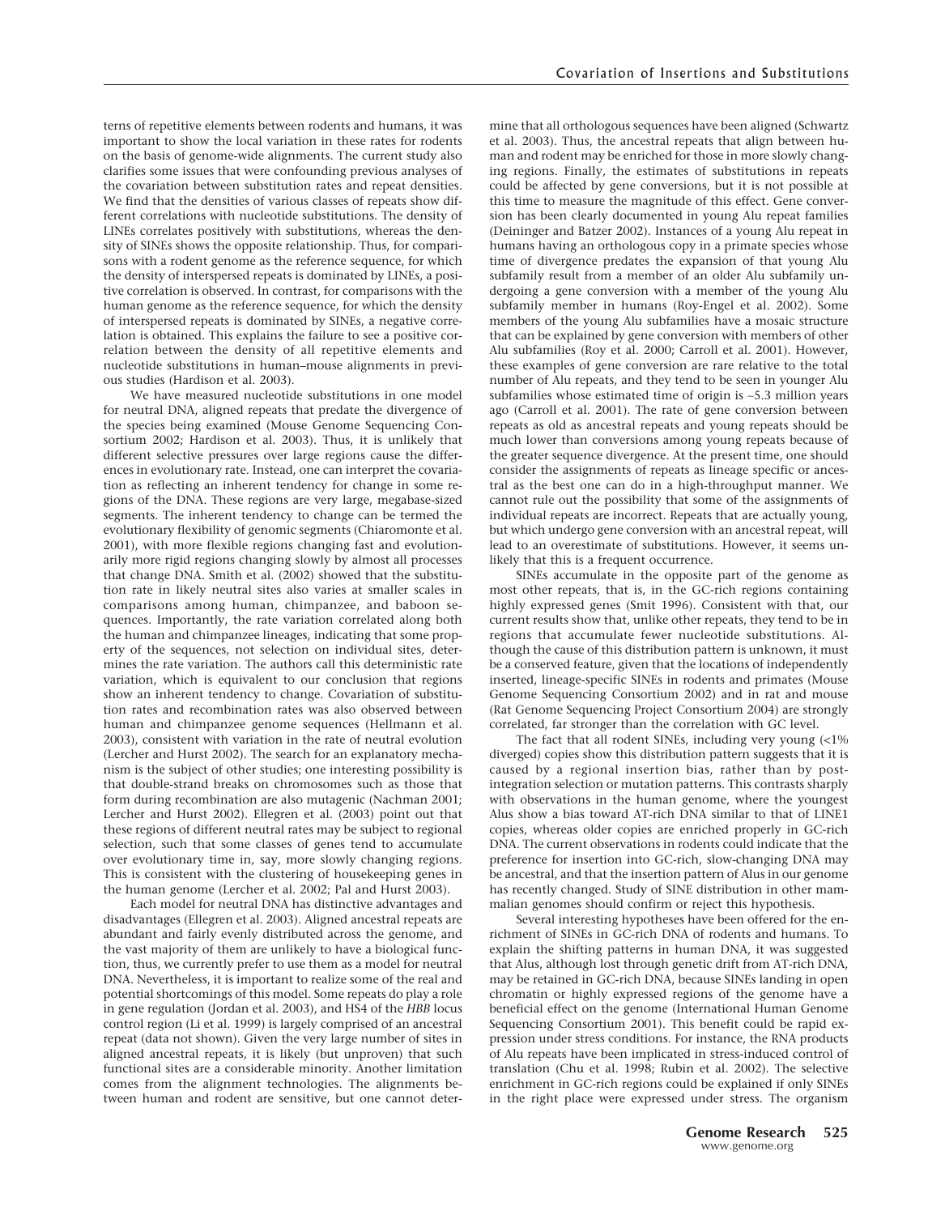terns of repetitive elements between rodents and humans, it was important to show the local variation in these rates for rodents on the basis of genome-wide alignments. The current study also clarifies some issues that were confounding previous analyses of the covariation between substitution rates and repeat densities. We find that the densities of various classes of repeats show different correlations with nucleotide substitutions. The density of LINEs correlates positively with substitutions, whereas the density of SINEs shows the opposite relationship. Thus, for comparisons with a rodent genome as the reference sequence, for which the density of interspersed repeats is dominated by LINEs, a positive correlation is observed. In contrast, for comparisons with the human genome as the reference sequence, for which the density of interspersed repeats is dominated by SINEs, a negative correlation is obtained. This explains the failure to see a positive correlation between the density of all repetitive elements and nucleotide substitutions in human–mouse alignments in previous studies (Hardison et al. 2003).

We have measured nucleotide substitutions in one model for neutral DNA, aligned repeats that predate the divergence of the species being examined (Mouse Genome Sequencing Consortium 2002; Hardison et al. 2003). Thus, it is unlikely that different selective pressures over large regions cause the differences in evolutionary rate. Instead, one can interpret the covariation as reflecting an inherent tendency for change in some regions of the DNA. These regions are very large, megabase-sized segments. The inherent tendency to change can be termed the evolutionary flexibility of genomic segments (Chiaromonte et al. 2001), with more flexible regions changing fast and evolutionarily more rigid regions changing slowly by almost all processes that change DNA. Smith et al. (2002) showed that the substitution rate in likely neutral sites also varies at smaller scales in comparisons among human, chimpanzee, and baboon sequences. Importantly, the rate variation correlated along both the human and chimpanzee lineages, indicating that some property of the sequences, not selection on individual sites, determines the rate variation. The authors call this deterministic rate variation, which is equivalent to our conclusion that regions show an inherent tendency to change. Covariation of substitution rates and recombination rates was also observed between human and chimpanzee genome sequences (Hellmann et al. 2003), consistent with variation in the rate of neutral evolution (Lercher and Hurst 2002). The search for an explanatory mechanism is the subject of other studies; one interesting possibility is that double-strand breaks on chromosomes such as those that form during recombination are also mutagenic (Nachman 2001; Lercher and Hurst 2002). Ellegren et al. (2003) point out that these regions of different neutral rates may be subject to regional selection, such that some classes of genes tend to accumulate over evolutionary time in, say, more slowly changing regions. This is consistent with the clustering of housekeeping genes in the human genome (Lercher et al. 2002; Pal and Hurst 2003).

Each model for neutral DNA has distinctive advantages and disadvantages (Ellegren et al. 2003). Aligned ancestral repeats are abundant and fairly evenly distributed across the genome, and the vast majority of them are unlikely to have a biological function, thus, we currently prefer to use them as a model for neutral DNA. Nevertheless, it is important to realize some of the real and potential shortcomings of this model. Some repeats do play a role in gene regulation (Jordan et al. 2003), and HS4 of the *HBB* locus control region (Li et al. 1999) is largely comprised of an ancestral repeat (data not shown). Given the very large number of sites in aligned ancestral repeats, it is likely (but unproven) that such functional sites are a considerable minority. Another limitation comes from the alignment technologies. The alignments between human and rodent are sensitive, but one cannot determine that all orthologous sequences have been aligned (Schwartz et al. 2003). Thus, the ancestral repeats that align between human and rodent may be enriched for those in more slowly changing regions. Finally, the estimates of substitutions in repeats could be affected by gene conversions, but it is not possible at this time to measure the magnitude of this effect. Gene conversion has been clearly documented in young Alu repeat families (Deininger and Batzer 2002). Instances of a young Alu repeat in humans having an orthologous copy in a primate species whose time of divergence predates the expansion of that young Alu subfamily result from a member of an older Alu subfamily undergoing a gene conversion with a member of the young Alu subfamily member in humans (Roy-Engel et al. 2002). Some members of the young Alu subfamilies have a mosaic structure that can be explained by gene conversion with members of other Alu subfamilies (Roy et al. 2000; Carroll et al. 2001). However, these examples of gene conversion are rare relative to the total number of Alu repeats, and they tend to be seen in younger Alu subfamilies whose estimated time of origin is ~5.3 million years ago (Carroll et al. 2001). The rate of gene conversion between repeats as old as ancestral repeats and young repeats should be much lower than conversions among young repeats because of the greater sequence divergence. At the present time, one should consider the assignments of repeats as lineage specific or ancestral as the best one can do in a high-throughput manner. We cannot rule out the possibility that some of the assignments of individual repeats are incorrect. Repeats that are actually young, but which undergo gene conversion with an ancestral repeat, will lead to an overestimate of substitutions. However, it seems unlikely that this is a frequent occurrence.

SINEs accumulate in the opposite part of the genome as most other repeats, that is, in the GC-rich regions containing highly expressed genes (Smit 1996). Consistent with that, our current results show that, unlike other repeats, they tend to be in regions that accumulate fewer nucleotide substitutions. Although the cause of this distribution pattern is unknown, it must be a conserved feature, given that the locations of independently inserted, lineage-specific SINEs in rodents and primates (Mouse Genome Sequencing Consortium 2002) and in rat and mouse (Rat Genome Sequencing Project Consortium 2004) are strongly correlated, far stronger than the correlation with GC level.

The fact that all rodent SINEs, including very young (<1% diverged) copies show this distribution pattern suggests that it is caused by a regional insertion bias, rather than by post-integration selection or mutation patterns. This contrasts sharply with observations in the human genome, where the youngest Alus show a bias toward AT-rich DNA similar to that of LINE1 copies, whereas older copies are enriched properly in GC-rich DNA. The current observations in rodents could indicate that the preference for insertion into GC-rich, slow-changing DNA may be ancestral, and that the insertion pattern of Alus in our genome has recently changed. Study of SINE distribution in other mammalian genomes should confirm or reject this hypothesis.

Several interesting hypotheses have been offered for the enrichment of SINEs in GC-rich DNA of rodents and humans. To explain the shifting patterns in human DNA, it was suggested that Alus, although lost through genetic drift from AT-rich DNA, may be retained in GC-rich DNA, because SINEs landing in open chromatin or highly expressed regions of the genome have a beneficial effect on the genome (International Human Genome Sequencing Consortium 2001). This benefit could be rapid expression under stress conditions. For instance, the RNA products of Alu repeats have been implicated in stress-induced control of translation (Chu et al. 1998; Rubin et al. 2002). The selective enrichment in GC-rich regions could be explained if only SINEs in the right place were expressed under stress. The organism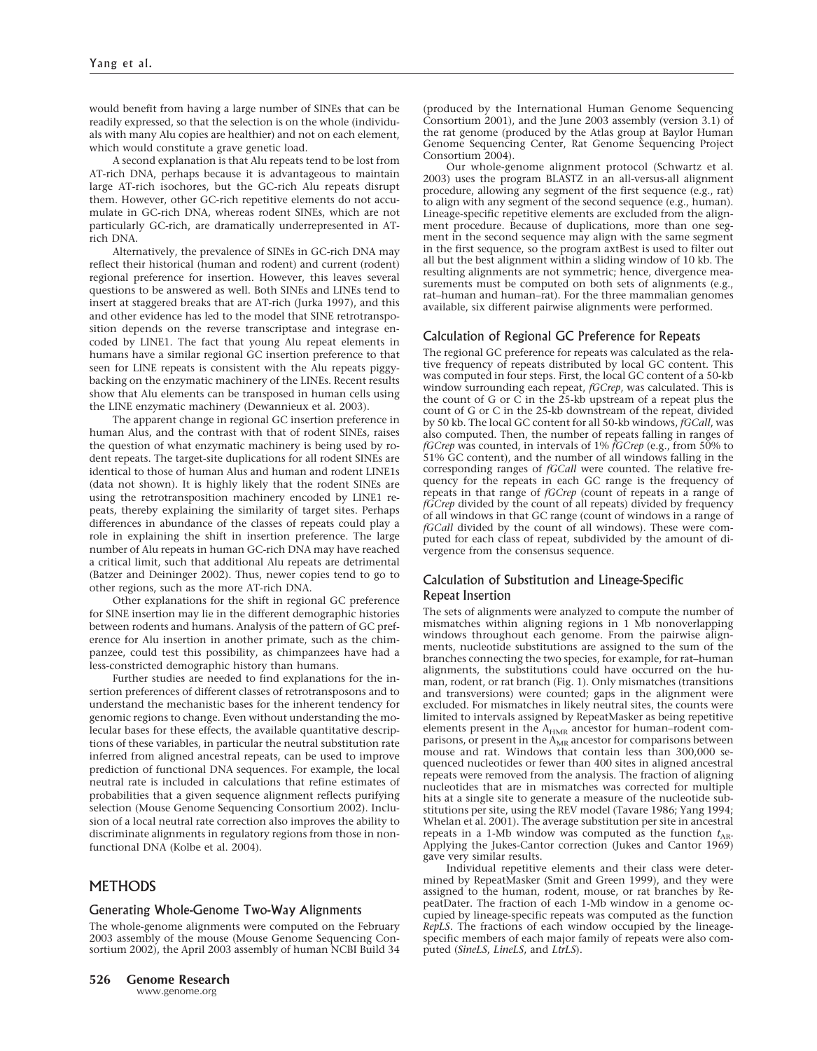would benefit from having a large number of SINEs that can be readily expressed, so that the selection is on the whole (individuals with many Alu copies are healthier) and not on each element, which would constitute a grave genetic load.

A second explanation is that Alu repeats tend to be lost from AT-rich DNA, perhaps because it is advantageous to maintain large AT-rich isochores, but the GC-rich Alu repeats disrupt them. However, other GC-rich repetitive elements do not accumulate in GC-rich DNA, whereas rodent SINEs, which are not particularly GC-rich, are dramatically underrepresented in AT-rich DNA.

Alternatively, the prevalence of SINEs in GC-rich DNA may reflect their historical (human and rodent) and current (rodent) regional preference for insertion. However, this leaves several questions to be answered as well. Both SINEs and LINEs tend to insert at staggered breaks that are AT-rich (Jurka 1997), and this and other evidence has led to the model that SINE retrotransposition depends on the reverse transcriptase and integrase encoded by LINE1. The fact that young Alu repeat elements in humans have a similar regional GC insertion preference to that seen for LINE repeats is consistent with the Alu repeats piggybacking on the enzymatic machinery of the LINEs. Recent results show that Alu elements can be transposed in human cells using the LINE enzymatic machinery (Dewannieux et al. 2003).

The apparent change in regional GC insertion preference in human Alus, and the contrast with that of rodent SINEs, raises the question of what enzymatic machinery is being used by rodent repeats. The target-site duplications for all rodent SINEs are identical to those of human Alus and human and rodent LINE1s (data not shown). It is highly likely that the rodent SINEs are using the retrotransposition machinery encoded by LINE1 repeats, thereby explaining the similarity of target sites. Perhaps differences in abundance of the classes of repeats could play a role in explaining the shift in insertion preference. The large number of Alu repeats in human GC-rich DNA may have reached a critical limit, such that additional Alu repeats are detrimental (Batzer and Deininger 2002). Thus, newer copies tend to go to other regions, such as the more AT-rich DNA.

Other explanations for the shift in regional GC preference for SINE insertion may lie in the different demographic histories between rodents and humans. Analysis of the pattern of GC preference for Alu insertion in another primate, such as the chimpanzee, could test this possibility, as chimpanzees have had a less-constricted demographic history than humans.

Further studies are needed to find explanations for the insertion preferences of different classes of retrotransposons and to understand the mechanistic bases for the inherent tendency for genomic regions to change. Even without understanding the molecular bases for these effects, the available quantitative descriptions of these variables, in particular the neutral substitution rate inferred from aligned ancestral repeats, can be used to improve prediction of functional DNA sequences. For example, the local neutral rate is included in calculations that refine estimates of probabilities that a given sequence alignment reflects purifying selection (Mouse Genome Sequencing Consortium 2002). Inclusion of a local neutral rate correction also improves the ability to discriminate alignments in regulatory regions from those in nonfunctional DNA (Kolbe et al. 2004).

# METHODS

## Generating Whole-Genome Two-Way Alignments

The whole-genome alignments were computed on the February 2003 assembly of the mouse (Mouse Genome Sequencing Consortium 2002), the April 2003 assembly of human NCBI Build 34 (produced by the International Human Genome Sequencing Consortium 2001), and the June 2003 assembly (version 3.1) of the rat genome (produced by the Atlas group at Baylor Human Genome Sequencing Center, Rat Genome Sequencing Project Consortium 2004).

Our whole-genome alignment protocol (Schwartz et al. 2003) uses the program BLASTZ in an all-versus-all alignment procedure, allowing any segment of the first sequence (e.g., rat) to align with any segment of the second sequence (e.g., human). Lineage-specific repetitive elements are excluded from the alignment procedure. Because of duplications, more than one segment in the second sequence may align with the same segment in the first sequence, so the program axtBest is used to filter out all but the best alignment within a sliding window of 10 kb. The resulting alignments are not symmetric; hence, divergence measurements must be computed on both sets of alignments (e.g., rat–human and human–rat). For the three mammalian genomes available, six different pairwise alignments were performed.

## Calculation of Regional GC Preference for Repeats

The regional GC preference for repeats was calculated as the relative frequency of repeats distributed by local GC content. This was computed in four steps. First, the local GC content of a 50-kb window surrounding each repeat, *fGCrep*, was calculated. This is the count of G or C in the 25-kb upstream of a repeat plus the count of G or C in the 25-kb downstream of the repeat, divided by 50 kb. The local GC content for all 50-kb windows, *fGCall*, was also computed. Then, the number of repeats falling in ranges of *fGCrep* was counted, in intervals of 1% *fGCrep* (e.g., from 50% to 51% GC content), and the number of all windows falling in the corresponding ranges of *fGCall* were counted. The relative frequency for the repeats in each GC range is the frequency of repeats in that range of *fGCrep* (count of repeats in a range of *fGCrep* divided by the count of all repeats) divided by frequency of all windows in that GC range (count of windows in a range of *fGCall* divided by the count of all windows). These were computed for each class of repeat, subdivided by the amount of divergence from the consensus sequence.

## Calculation of Substitution and Lineage-Specific Repeat Insertion

The sets of alignments were analyzed to compute the number of mismatches within aligning regions in 1 Mb nonoverlapping windows throughout each genome. From the pairwise alignments, nucleotide substitutions are assigned to the sum of the branches connecting the two species, for example, for rat–human alignments, the substitutions could have occurred on the human, rodent, or rat branch (Fig. 1). Only mismatches (transitions and transversions) were counted; gaps in the alignment were excluded. For mismatches in likely neutral sites, the counts were limited to intervals assigned by RepeatMasker as being repetitive elements present in the $A_{HMR}$ ancestor for human–rodent comparisons, or present in the $A_{MR}$ ancestor for comparisons between mouse and rat. Windows that contain less than 300,000 sequenced nucleotides or fewer than 400 sites in aligned ancestral repeats were removed from the analysis. The fraction of aligning nucleotides that are in mismatches was corrected for multiple hits at a single site to generate a measure of the nucleotide substitutions per site, using the REV model (Tavare 1986; Yang 1994; Whelan et al. 2001). The average substitution per site in ancestral repeats in a 1-Mb window was computed as the function $t_{AR}$. Applying the Jukes-Cantor correction (Jukes and Cantor 1969) gave very similar results.

Individual repetitive elements and their class were determined by RepeatMasker (Smit and Green 1999), and they were assigned to the human, rodent, mouse, or rat branches by RepeatDater. The fraction of each 1-Mb window in a genome occupied by lineage-specific repeats was computed as the function *RepLS*. The fractions of each window occupied by the lineage-specific members of each major family of repeats were also computed (*SineLS*, *LineLS*, and *LtrLS*).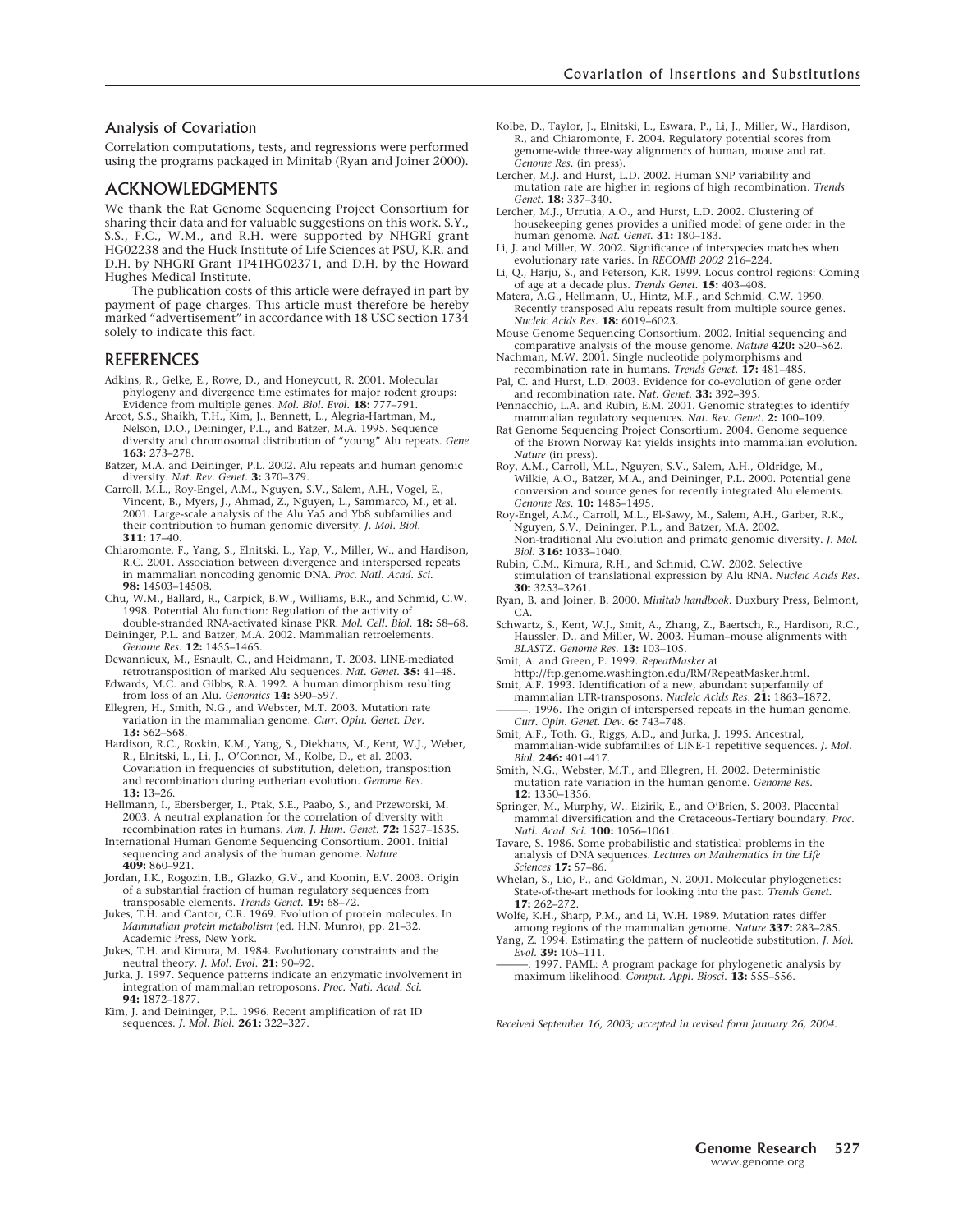### Analysis of Covariation

Correlation computations, tests, and regressions were performed using the programs packaged in Minitab (Ryan and Joiner 2000).

## ACKNOWLEDGMENTS

We thank the Rat Genome Sequencing Project Consortium for sharing their data and for valuable suggestions on this work. S.Y., S.S., F.C., W.M., and R.H. were supported by NHGRI grant HG02238 and the Huck Institute of Life Sciences at PSU, K.R. and D.H. by NHGRI Grant 1P41HG02371, and D.H. by the Howard Hughes Medical Institute.

The publication costs of this article were defrayed in part by payment of page charges. This article must therefore be hereby marked "advertisement" in accordance with 18 USC section 1734 solely to indicate this fact.

## REFERENCES

Adkins, R., Gelke, E., Rowe, D., and Honeycutt, R. 2001. Molecular phylogeny and divergence time estimates for major rodent groups: Evidence from multiple genes. *Mol. Biol. Evol.* **18:** 777–791.

Arcot, S.S., Shaikh, T.H., Kim, J., Bennett, L., Alegria-Hartman, M., Nelson, D.O., Deininger, P.L., and Batzer, M.A. 1995. Sequence diversity and chromosomal distribution of "young" Alu repeats. *Gene* **163:** 273–278.

Batzer, M.A. and Deininger, P.L. 2002. Alu repeats and human genomic diversity. *Nat. Rev. Genet.* **3:** 370–379.

Carroll, M.L., Roy-Engel, A.M., Nguyen, S.V., Salem, A.H., Vogel, E., Vincent, B., Myers, J., Ahmad, Z., Nguyen, L., Sammarco, M., et al. 2001. Large-scale analysis of the Alu Ya5 and Yb8 subfamilies and their contribution to human genomic diversity. *J. Mol. Biol.* **311:** 17–40.

Chiaromonte, F., Yang, S., Elnitski, L., Yap, V., Miller, W., and Hardison, R.C. 2001. Association between divergence and interspersed repeats in mammalian noncoding genomic DNA. *Proc. Natl. Acad. Sci.* **98:** 14503–14508.

Chu, W.M., Ballard, R., Carpick, B.W., Williams, B.R., and Schmid, C.W. 1998. Potential Alu function: Regulation of the activity of double-stranded RNA-activated kinase PKR. *Mol. Cell. Biol.* **18:** 58–68.

Deininger, P.L. and Batzer, M.A. 2002. Mammalian retroelements. *Genome Res.* **12:** 1455–1465.

Dewannieux, M., Esnault, C., and Heidmann, T. 2003. LINE-mediated retrotransposition of marked Alu sequences. *Nat. Genet.* **35:** 41–48.

Edwards, M.C. and Gibbs, R.A. 1992. A human dimorphism resulting from loss of an Alu. *Genomics* **14:** 590–597.

Ellegren, H., Smith, N.G., and Webster, M.T. 2003. Mutation rate variation in the mammalian genome. *Curr. Opin. Genet. Dev.* **13:** 562–568.

Hardison, R.C., Roskin, K.M., Yang, S., Diekhans, M., Kent, W.J., Weber, R., Elnitski, L., Li, J., O'Connor, M., Kolbe, D., et al. 2003. Covariation in frequencies of substitution, deletion, transposition and recombination during eutherian evolution. *Genome Res.* **13:** 13–26.

Hellmann, I., Ebersberger, I., Ptak, S.E., Paabo, S., and Przeworski, M. 2003. A neutral explanation for the correlation of diversity with recombination rates in humans. *Am. J. Hum. Genet.* **72:** 1527–1535.

International Human Genome Sequencing Consortium. 2001. Initial sequencing and analysis of the human genome. *Nature* **409:** 860–921.

Jordan, I.K., Rogozin, I.B., Glazko, G.V., and Koonin, E.V. 2003. Origin of a substantial fraction of human regulatory sequences from transposable elements. *Trends Genet.* **19:** 68–72.

Jukes, T.H. and Cantor, C.R. 1969. Evolution of protein molecules. In *Mammalian protein metabolism* (ed. H.N. Munro), pp. 21–32. Academic Press, New York.

Jukes, T.H. and Kimura, M. 1984. Evolutionary constraints and the neutral theory. *J. Mol. Evol.* **21:** 90–92.

Jurka, J. 1997. Sequence patterns indicate an enzymatic involvement in integration of mammalian retroposons. *Proc. Natl. Acad. Sci.* **94:** 1872–1877.

Kim, J. and Deininger, P.L. 1996. Recent amplification of rat ID sequences. *J. Mol. Biol.* **261:** 322–327.

Kolbe, D., Taylor, J., Elnitski, L., Eswara, P., Li, J., Miller, W., Hardison, R., and Chiaromonte, F. 2004. Regulatory potential scores from genome-wide three-way alignments of human, mouse and rat. *Genome Res.* (in press).

Lercher, M.J. and Hurst, L.D. 2002. Human SNP variability and mutation rate are higher in regions of high recombination. *Trends Genet.* **18:** 337–340.

Lercher, M.J., Urrutia, A.O., and Hurst, L.D. 2002. Clustering of housekeeping genes provides a unified model of gene order in the human genome. *Nat. Genet.* **31:** 180–183.

Li, J. and Miller, W. 2002. Significance of interspecies matches when evolutionary rate varies. In *RECOMB 2002* 216–224.

Li, Q., Harju, S., and Peterson, K.R. 1999. Locus control regions: Coming of age at a decade plus. *Trends Genet.* **15:** 403–408.

Matera, A.G., Hellmann, U., Hintz, M.F., and Schmid, C.W. 1990. Recently transposed Alu repeats result from multiple source genes. *Nucleic Acids Res.* **18:** 6019–6023.

Mouse Genome Sequencing Consortium. 2002. Initial sequencing and comparative analysis of the mouse genome. *Nature* **420:** 520–562.

Nachman, M.W. 2001. Single nucleotide polymorphisms and recombination rate in humans. *Trends Genet.* **17:** 481–485.

Pal, C. and Hurst, L.D. 2003. Evidence for co-evolution of gene order and recombination rate. *Nat. Genet.* **33:** 392–395.

Pennacchio, L.A. and Rubin, E.M. 2001. Genomic strategies to identify mammalian regulatory sequences. *Nat. Rev. Genet.* **2:** 100–109.

Rat Genome Sequencing Project Consortium. 2004. Genome sequence of the Brown Norway Rat yields insights into mammalian evolution. *Nature* (in press).

Roy, A.M., Carroll, M.L., Nguyen, S.V., Salem, A.H., Oldridge, M., Wilkie, A.O., Batzer, M.A., and Deininger, P.L. 2000. Potential gene conversion and source genes for recently integrated Alu elements. *Genome Res.* **10:** 1485–1495.

Roy-Engel, A.M., Carroll, M.L., El-Sawy, M., Salem, A.H., Garber, R.K., Nguyen, S.V., Deininger, P.L., and Batzer, M.A. 2002. Non-traditional Alu evolution and primate genomic diversity. *J. Mol. Biol.* **316:** 1033–1040.

Rubin, C.M., Kimura, R.H., and Schmid, C.W. 2002. Selective stimulation of translational expression by Alu RNA. *Nucleic Acids Res.* **30:** 3253–3261.

Ryan, B. and Joiner, B. 2000. *Minitab handbook*. Duxbury Press, Belmont, CA.

Schwartz, S., Kent, W.J., Smit, A., Zhang, Z., Baertsch, R., Hardison, R.C., Haussler, D., and Miller, W. 2003. Human–mouse alignments with *BLASTZ*. *Genome Res.* **13:** 103–105.

Smit, A. and Green, P. 1999. *RepeatMasker* at http://ftp.genome.washington.edu/RM/RepeatMasker.html.

Smit, A.F. 1993. Identification of a new, abundant superfamily of mammalian LTR-transposons. *Nucleic Acids Res.* **21:** 1863–1872.

———. 1996. The origin of interspersed repeats in the human genome. *Curr. Opin. Genet. Dev.* **6:** 743–748.

Smit, A.F., Toth, G., Riggs, A.D., and Jurka, J. 1995. Ancestral, mammalian-wide subfamilies of LINE-1 repetitive sequences. *J. Mol. Biol.* **246:** 401–417.

Smith, N.G., Webster, M.T., and Ellegren, H. 2002. Deterministic mutation rate variation in the human genome. *Genome Res.* **12:** 1350–1356.

Springer, M., Murphy, W., Eizirik, E., and O'Brien, S. 2003. Placental mammal diversification and the Cretaceous-Tertiary boundary. *Proc. Natl. Acad. Sci.* **100:** 1056–1061.

Tavare, S. 1986. Some probabilistic and statistical problems in the analysis of DNA sequences. *Lectures on Mathematics in the Life Sciences* **17:** 57–86.

Whelan, S., Lio, P., and Goldman, N. 2001. Molecular phylogenetics: State-of-the-art methods for looking into the past. *Trends Genet.* **17:** 262–272.

Wolfe, K.H., Sharp, P.M., and Li, W.H. 1989. Mutation rates differ among regions of the mammalian genome. *Nature* **337:** 283–285.

Yang, Z. 1994. Estimating the pattern of nucleotide substitution. *J. Mol. Evol.* **39:** 105–111.

———. 1997. PAML: A program package for phylogenetic analysis by maximum likelihood. *Comput. Appl. Biosci.* **13:** 555–556.

*Received September 16, 2003; accepted in revised form January 26, 2004.*